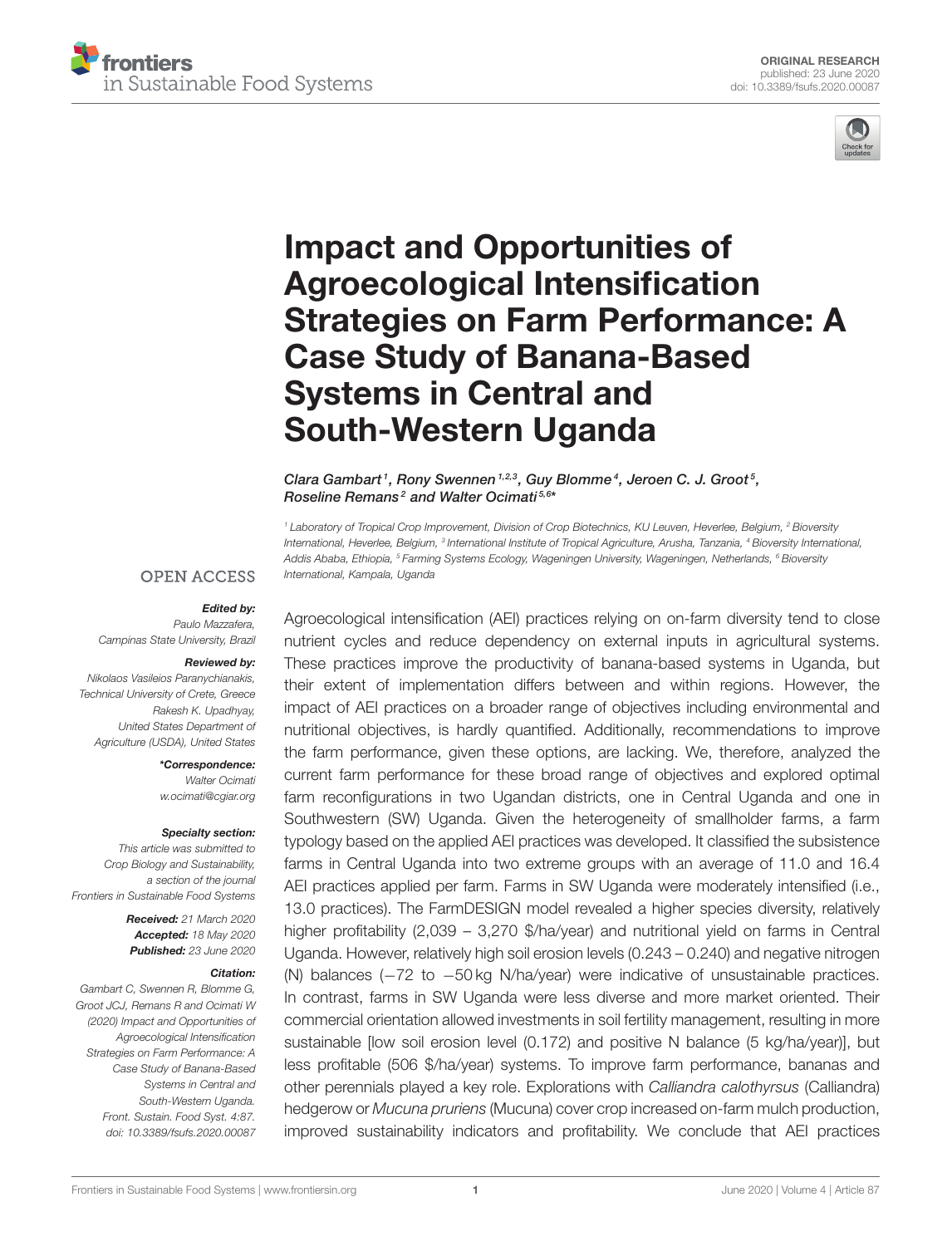ORIGINAL RESEARCH
published: 23 June 2020
doi: 10.3389/fsufs.2020.00087

# Impact and Opportunities of Agroecological Intensification Strategies on Farm Performance: A Case Study of Banana-Based Systems in Central and South-Western Uganda

*Clara Gambart[1], Rony Swennen[1,2,3], Guy Blomme[4], Jeroen C. J. Groot[5], Roseline Remans[2] and Walter Ocimati[5,6]\**

[1] Laboratory of Tropical Crop Improvement, Division of Crop Biotechnics, KU Leuven, Heverlee, Belgium, [2] Bioversity International, Heverlee, Belgium, [3] International Institute of Tropical Agriculture, Arusha, Tanzania, [4] Bioversity International, Addis Ababa, Ethiopia, [5] Farming Systems Ecology, Wageningen University, Wageningen, Netherlands, [6] Bioversity International, Kampala, Uganda

OPEN ACCESS

***Edited by:***
Paulo Mazzafera,
Campinas State University, Brazil

***Reviewed by:***
Nikolaos Vasileios Paranychianakis,
Technical University of Crete, Greece
Rakesh K. Upadhyay,
United States Department of Agriculture (USDA), United States

***\*Correspondence:***
Walter Ocimati
w.ocimati@cgiar.org

***Specialty section:***
This article was submitted to Crop Biology and Sustainability, a section of the journal Frontiers in Sustainable Food Systems

***Received:*** 21 March 2020
***Accepted:*** 18 May 2020
***Published:*** 23 June 2020

***Citation:***
Gambart C, Swennen R, Blomme G, Groot JCJ, Remans R and Ocimati W (2020) Impact and Opportunities of Agroecological Intensification Strategies on Farm Performance: A Case Study of Banana-Based Systems in Central and South-Western Uganda. Front. Sustain. Food Syst. 4:87. doi: 10.3389/fsufs.2020.00087

Agroecological intensification (AEI) practices relying on on-farm diversity tend to close nutrient cycles and reduce dependency on external inputs in agricultural systems. These practices improve the productivity of banana-based systems in Uganda, but their extent of implementation differs between and within regions. However, the impact of AEI practices on a broader range of objectives including environmental and nutritional objectives, is hardly quantified. Additionally, recommendations to improve the farm performance, given these options, are lacking. We, therefore, analyzed the current farm performance for these broad range of objectives and explored optimal farm reconfigurations in two Ugandan districts, one in Central Uganda and one in Southwestern (SW) Uganda. Given the heterogeneity of smallholder farms, a farm typology based on the applied AEI practices was developed. It classified the subsistence farms in Central Uganda into two extreme groups with an average of 11.0 and 16.4 AEI practices applied per farm. Farms in SW Uganda were moderately intensified (i.e., 13.0 practices). The FarmDESIGN model revealed a higher species diversity, relatively higher profitability (2,039 – 3,270 \$/ha/year) and nutritional yield on farms in Central Uganda. However, relatively high soil erosion levels (0.243 – 0.240) and negative nitrogen (N) balances (−72 to −50 kg N/ha/year) were indicative of unsustainable practices. In contrast, farms in SW Uganda were less diverse and more market oriented. Their commercial orientation allowed investments in soil fertility management, resulting in more sustainable [low soil erosion level (0.172) and positive N balance (5 kg/ha/year)], but less profitable (506 \$/ha/year) systems. To improve farm performance, bananas and other perennials played a key role. Explorations with *Calliandra calothyrsus* (Calliandra) hedgerow or *Mucuna pruriens* (Mucuna) cover crop increased on-farm mulch production, improved sustainability indicators and profitability. We conclude that AEI practices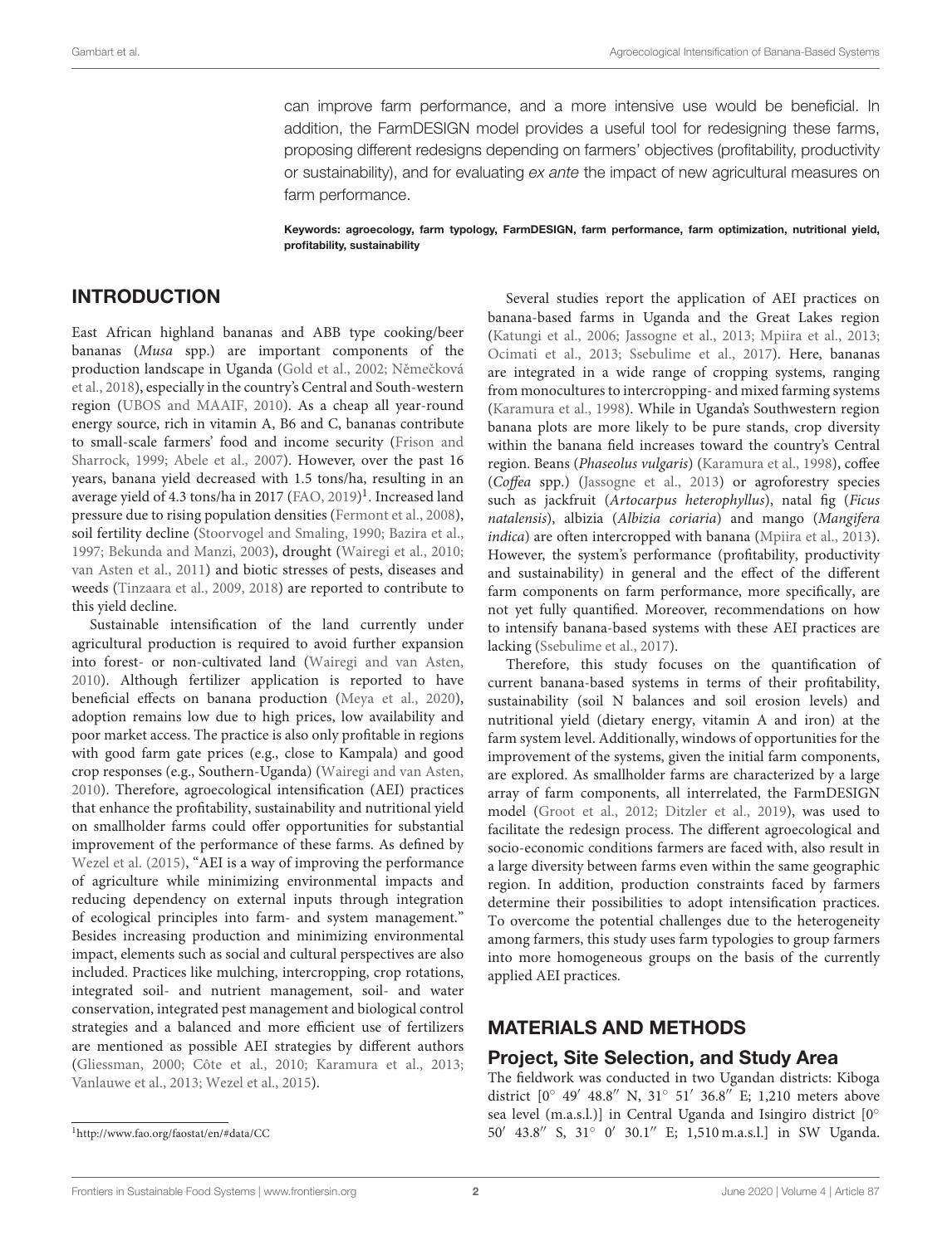can improve farm performance, and a more intensive use would be beneficial. In addition, the FarmDESIGN model provides a useful tool for redesigning these farms, proposing different redesigns depending on farmers' objectives (profitability, productivity or sustainability), and for evaluating *ex ante* the impact of new agricultural measures on farm performance.

**Keywords: agroecology, farm typology, FarmDESIGN, farm performance, farm optimization, nutritional yield, profitability, sustainability**

## INTRODUCTION

East African highland bananas and ABB type cooking/beer bananas (*Musa* spp.) are important components of the production landscape in Uganda (Gold et al., 2002; Němečková et al., 2018), especially in the country's Central and South-western region (UBOS and MAAIF, 2010). As a cheap all year-round energy source, rich in vitamin A, B6 and C, bananas contribute to small-scale farmers' food and income security (Frison and Sharrock, 1999; Abele et al., 2007). However, over the past 16 years, banana yield decreased with 1.5 tons/ha, resulting in an average yield of 4.3 tons/ha in 2017 (FAO, 2019)[1]. Increased land pressure due to rising population densities (Fermont et al., 2008), soil fertility decline (Stoorvogel and Smaling, 1990; Bazira et al., 1997; Bekunda and Manzi, 2003), drought (Wairegi et al., 2010; van Asten et al., 2011) and biotic stresses of pests, diseases and weeds (Tinzaara et al., 2009, 2018) are reported to contribute to this yield decline.

Sustainable intensification of the land currently under agricultural production is required to avoid further expansion into forest- or non-cultivated land (Wairegi and van Asten, 2010). Although fertilizer application is reported to have beneficial effects on banana production (Meya et al., 2020), adoption remains low due to high prices, low availability and poor market access. The practice is also only profitable in regions with good farm gate prices (e.g., close to Kampala) and good crop responses (e.g., Southern-Uganda) (Wairegi and van Asten, 2010). Therefore, agroecological intensification (AEI) practices that enhance the profitability, sustainability and nutritional yield on smallholder farms could offer opportunities for substantial improvement of the performance of these farms. As defined by Wezel et al. (2015), "AEI is a way of improving the performance of agriculture while minimizing environmental impacts and reducing dependency on external inputs through integration of ecological principles into farm- and system management." Besides increasing production and minimizing environmental impact, elements such as social and cultural perspectives are also included. Practices like mulching, intercropping, crop rotations, integrated soil- and nutrient management, soil- and water conservation, integrated pest management and biological control strategies and a balanced and more efficient use of fertilizers are mentioned as possible AEI strategies by different authors (Gliessman, 2000; Côte et al., 2010; Karamura et al., 2013; Vanlauwe et al., 2013; Wezel et al., 2015).

Several studies report the application of AEI practices on banana-based farms in Uganda and the Great Lakes region (Katungi et al., 2006; Jassogne et al., 2013; Mpiira et al., 2013; Ocimati et al., 2013; Ssebulime et al., 2017). Here, bananas are integrated in a wide range of cropping systems, ranging from monocultures to intercropping- and mixed farming systems (Karamura et al., 1998). While in Uganda's Southwestern region banana plots are more likely to be pure stands, crop diversity within the banana field increases toward the country's Central region. Beans (*Phaseolus vulgaris*) (Karamura et al., 1998), coffee (*Coffea* spp.) (Jassogne et al., 2013) or agroforestry species such as jackfruit (*Artocarpus heterophyllus*), natal fig (*Ficus natalensis*), albizia (*Albizia coriaria*) and mango (*Mangifera indica*) are often intercropped with banana (Mpiira et al., 2013). However, the system's performance (profitability, productivity and sustainability) in general and the effect of the different farm components on farm performance, more specifically, are not yet fully quantified. Moreover, recommendations on how to intensify banana-based systems with these AEI practices are lacking (Ssebulime et al., 2017).

Therefore, this study focuses on the quantification of current banana-based systems in terms of their profitability, sustainability (soil N balances and soil erosion levels) and nutritional yield (dietary energy, vitamin A and iron) at the farm system level. Additionally, windows of opportunities for the improvement of the systems, given the initial farm components, are explored. As smallholder farms are characterized by a large array of farm components, all interrelated, the FarmDESIGN model (Groot et al., 2012; Ditzler et al., 2019), was used to facilitate the redesign process. The different agroecological and socio-economic conditions farmers are faced with, also result in a large diversity between farms even within the same geographic region. In addition, production constraints faced by farmers determine their possibilities to adopt intensification practices. To overcome the potential challenges due to the heterogeneity among farmers, this study uses farm typologies to group farmers into more homogeneous groups on the basis of the currently applied AEI practices.

## MATERIALS AND METHODS

### Project, Site Selection, and Study Area

The fieldwork was conducted in two Ugandan districts: Kiboga district [0° 49′ 48.8′′ N, 31° 51′ 36.8′′ E; 1,210 meters above sea level (m.a.s.l.)] in Central Uganda and Isingiro district [0° 50′ 43.8′′ S, 31° 0′ 30.1′′ E; 1,510 m.a.s.l.] in SW Uganda.

[1] http://www.fao.org/faostat/en/#data/CC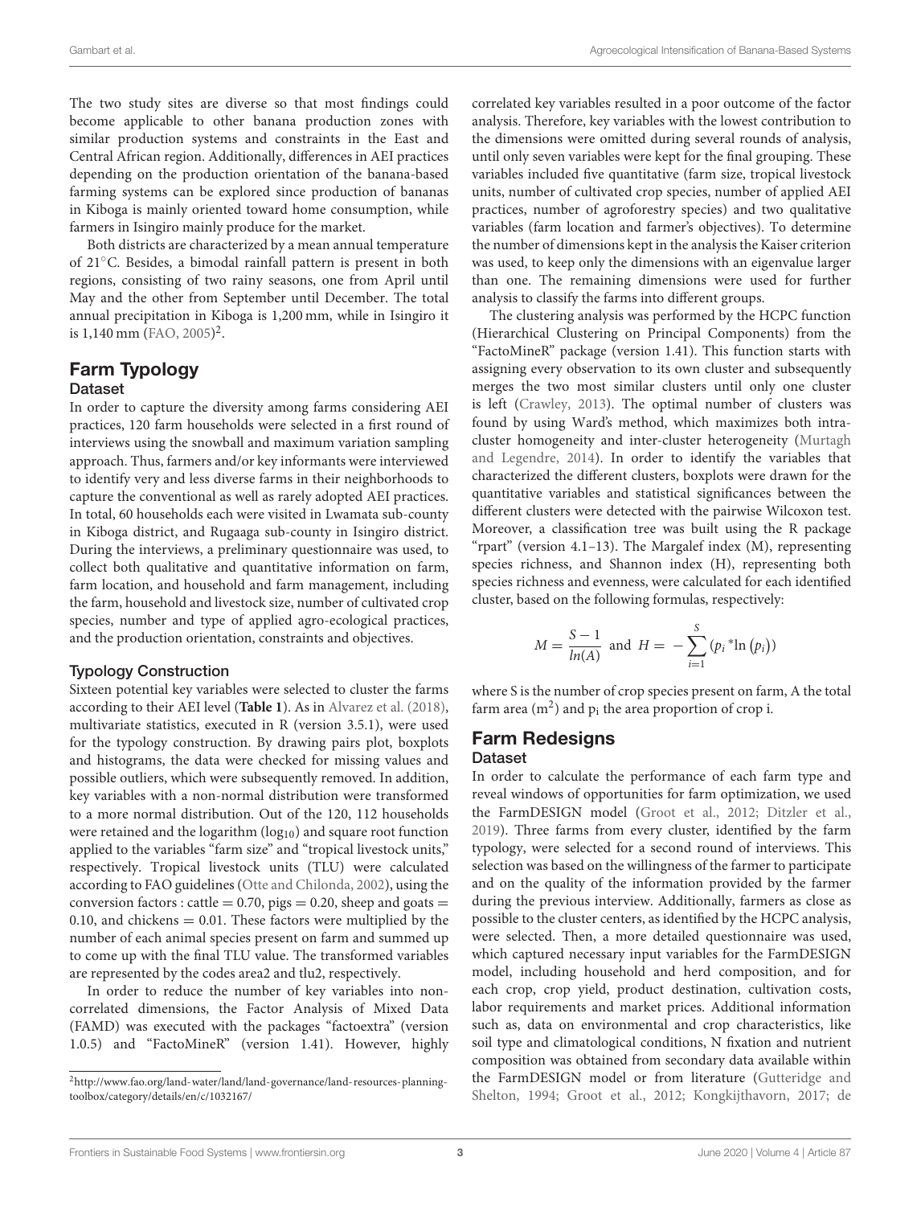The two study sites are diverse so that most findings could become applicable to other banana production zones with similar production systems and constraints in the East and Central African region. Additionally, differences in AEI practices depending on the production orientation of the banana-based farming systems can be explored since production of bananas in Kiboga is mainly oriented toward home consumption, while farmers in Isingiro mainly produce for the market.

Both districts are characterized by a mean annual temperature of 21°C. Besides, a bimodal rainfall pattern is present in both regions, consisting of two rainy seasons, one from April until May and the other from September until December. The total annual precipitation in Kiboga is 1,200 mm, while in Isingiro it is 1,140 mm (FAO, 2005)[2].

## Farm Typology

### Dataset

In order to capture the diversity among farms considering AEI practices, 120 farm households were selected in a first round of interviews using the snowball and maximum variation sampling approach. Thus, farmers and/or key informants were interviewed to identify very and less diverse farms in their neighborhoods to capture the conventional as well as rarely adopted AEI practices. In total, 60 households each were visited in Lwamata sub-county in Kiboga district, and Rugaaga sub-county in Isingiro district. During the interviews, a preliminary questionnaire was used, to collect both qualitative and quantitative information on farm, farm location, and household and farm management, including the farm, household and livestock size, number of cultivated crop species, number and type of applied agro-ecological practices, and the production orientation, constraints and objectives.

### Typology Construction

Sixteen potential key variables were selected to cluster the farms according to their AEI level (**Table 1**). As in Alvarez et al. (2018), multivariate statistics, executed in R (version 3.5.1), were used for the typology construction. By drawing pairs plot, boxplots and histograms, the data were checked for missing values and possible outliers, which were subsequently removed. In addition, key variables with a non-normal distribution were transformed to a more normal distribution. Out of the 120, 112 households were retained and the logarithm ($\log_{10}$) and square root function applied to the variables "farm size" and "tropical livestock units," respectively. Tropical livestock units (TLU) were calculated according to FAO guidelines (Otte and Chilonda, 2002), using the conversion factors : cattle = 0.70, pigs = 0.20, sheep and goats = 0.10, and chickens = 0.01. These factors were multiplied by the number of each animal species present on farm and summed up to come up with the final TLU value. The transformed variables are represented by the codes area2 and tlu2, respectively.

In order to reduce the number of key variables into non-correlated dimensions, the Factor Analysis of Mixed Data (FAMD) was executed with the packages "factoextra" (version 1.0.5) and "FactoMineR" (version 1.41). However, highly correlated key variables resulted in a poor outcome of the factor analysis. Therefore, key variables with the lowest contribution to the dimensions were omitted during several rounds of analysis, until only seven variables were kept for the final grouping. These variables included five quantitative (farm size, tropical livestock units, number of cultivated crop species, number of applied AEI practices, number of agroforestry species) and two qualitative variables (farm location and farmer's objectives). To determine the number of dimensions kept in the analysis the Kaiser criterion was used, to keep only the dimensions with an eigenvalue larger than one. The remaining dimensions were used for further analysis to classify the farms into different groups.

The clustering analysis was performed by the HCPC function (Hierarchical Clustering on Principal Components) from the "FactoMineR" package (version 1.41). This function starts with assigning every observation to its own cluster and subsequently merges the two most similar clusters until only one cluster is left (Crawley, 2013). The optimal number of clusters was found by using Ward's method, which maximizes both intra-cluster homogeneity and inter-cluster heterogeneity (Murtagh and Legendre, 2014). In order to identify the variables that characterized the different clusters, boxplots were drawn for the quantitative variables and statistical significances between the different clusters were detected with the pairwise Wilcoxon test. Moreover, a classification tree was built using the R package "rpart" (version 4.1–13). The Margalef index (M), representing species richness, and Shannon index (H), representing both species richness and evenness, were calculated for each identified cluster, based on the following formulas, respectively:

$$M = \frac{S-1}{ln(A)} \text{ and } H = -\sum_{i=1}^{S} (p_i * \ln(p_i))$$

where S is the number of crop species present on farm, A the total farm area ($m^2$) and $p_i$ the area proportion of crop i.

## Farm Redesigns

### Dataset

In order to calculate the performance of each farm type and reveal windows of opportunities for farm optimization, we used the FarmDESIGN model (Groot et al., 2012; Ditzler et al., 2019). Three farms from every cluster, identified by the farm typology, were selected for a second round of interviews. This selection was based on the willingness of the farmer to participate and on the quality of the information provided by the farmer during the previous interview. Additionally, farmers as close as possible to the cluster centers, as identified by the HCPC analysis, were selected. Then, a more detailed questionnaire was used, which captured necessary input variables for the FarmDESIGN model, including household and herd composition, and for each crop, crop yield, product destination, cultivation costs, labor requirements and market prices. Additional information such as, data on environmental and crop characteristics, like soil type and climatological conditions, N fixation and nutrient composition was obtained from secondary data available within the FarmDESIGN model or from literature (Gutteridge and Shelton, 1994; Groot et al., 2012; Kongkijthavorn, 2017; de

[2] http://www.fao.org/land-water/land/land-governance/land-resources-planning-toolbox/category/details/en/c/1032167/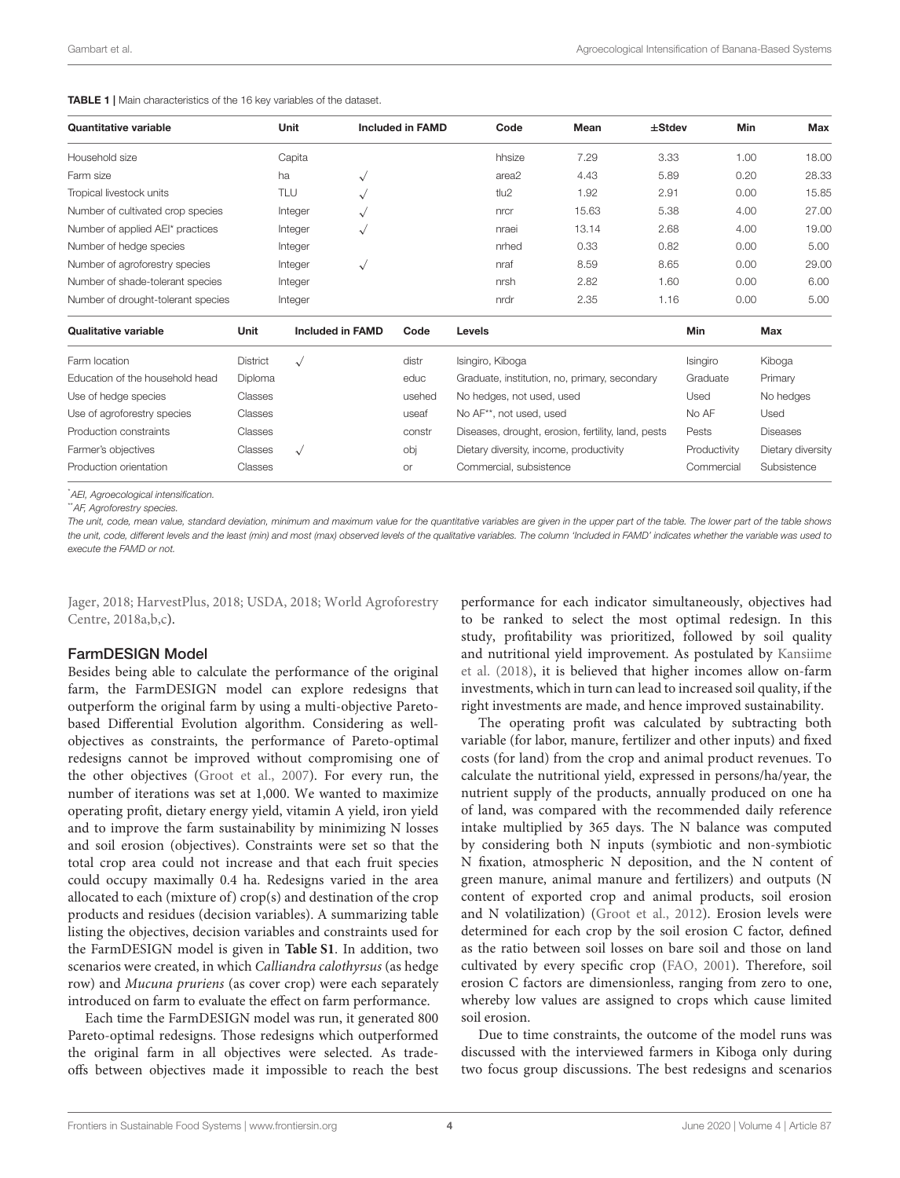**TABLE 1 |** Main characteristics of the 16 key variables of the dataset.

| Quantitative variable | Unit | Included in FAMD | Code | Mean | ±Stdev | Min | Max |
|---|---|---|---|---|---|---|---|
| Household size | Capita | | hhsize | 7.29 | 3.33 | 1.00 | 18.00 |
| Farm size | ha | √ | area2 | 4.43 | 5.89 | 0.20 | 28.33 |
| Tropical livestock units | TLU | √ | tlu2 | 1.92 | 2.91 | 0.00 | 15.85 |
| Number of cultivated crop species | Integer | √ | nrcr | 15.63 | 5.38 | 4.00 | 27.00 |
| Number of applied AEI* practices | Integer | √ | nraei | 13.14 | 2.68 | 4.00 | 19.00 |
| Number of hedge species | Integer | | nrhed | 0.33 | 0.82 | 0.00 | 5.00 |
| Number of agroforestry species | Integer | √ | nraf | 8.59 | 8.65 | 0.00 | 29.00 |
| Number of shade-tolerant species | Integer | | nrsh | 2.82 | 1.60 | 0.00 | 6.00 |
| Number of drought-tolerant species | Integer | | nrdr | 2.35 | 1.16 | 0.00 | 5.00 |

| Qualitative variable | Unit | Included in FAMD | Code | Levels | Min | Max |
|---|---|---|---|---|---|---|
| Farm location | District | √ | distr | Isingiro, Kiboga | Isingiro | Kiboga |
| Education of the household head | Diploma | | educ | Graduate, institution, no, primary, secondary | Graduate | Primary |
| Use of hedge species | Classes | | usehed | No hedges, not used, used | Used | No hedges |
| Use of agroforestry species | Classes | | useaf | No AF**, not used, used | No AF | Used |
| Production constraints | Classes | | constr | Diseases, drought, erosion, fertility, land, pests | Pests | Diseases |
| Farmer's objectives | Classes | √ | obj | Dietary diversity, income, productivity | Productivity | Dietary diversity |
| Production orientation | Classes | | or | Commercial, subsistence | Commercial | Subsistence |

*AEI, Agroecological intensification.

**AF, Agroforestry species.

*The unit, code, mean value, standard deviation, minimum and maximum value for the quantitative variables are given in the upper part of the table. The lower part of the table shows the unit, code, different levels and the least (min) and most (max) observed levels of the qualitative variables. The column 'Included in FAMD' indicates whether the variable was used to execute the FAMD or not.*

Jager, 2018; HarvestPlus, 2018; USDA, 2018; World Agroforestry Centre, 2018a,b,c).

### FarmDESIGN Model

Besides being able to calculate the performance of the original farm, the FarmDESIGN model can explore redesigns that outperform the original farm by using a multi-objective Pareto-based Differential Evolution algorithm. Considering as well-objectives as constraints, the performance of Pareto-optimal redesigns cannot be improved without compromising one of the other objectives (Groot et al., 2007). For every run, the number of iterations was set at 1,000. We wanted to maximize operating profit, dietary energy yield, vitamin A yield, iron yield and to improve the farm sustainability by minimizing N losses and soil erosion (objectives). Constraints were set so that the total crop area could not increase and that each fruit species could occupy maximally 0.4 ha. Redesigns varied in the area allocated to each (mixture of) crop(s) and destination of the crop products and residues (decision variables). A summarizing table listing the objectives, decision variables and constraints used for the FarmDESIGN model is given in **Table S1**. In addition, two scenarios were created, in which *Calliandra calothyrsus* (as hedge row) and *Mucuna pruriens* (as cover crop) were each separately introduced on farm to evaluate the effect on farm performance.

Each time the FarmDESIGN model was run, it generated 800 Pareto-optimal redesigns. Those redesigns which outperformed the original farm in all objectives were selected. As trade-offs between objectives made it impossible to reach the best performance for each indicator simultaneously, objectives had to be ranked to select the most optimal redesign. In this study, profitability was prioritized, followed by soil quality and nutritional yield improvement. As postulated by Kansiime et al. (2018), it is believed that higher incomes allow on-farm investments, which in turn can lead to increased soil quality, if the right investments are made, and hence improved sustainability.

The operating profit was calculated by subtracting both variable (for labor, manure, fertilizer and other inputs) and fixed costs (for land) from the crop and animal product revenues. To calculate the nutritional yield, expressed in persons/ha/year, the nutrient supply of the products, annually produced on one ha of land, was compared with the recommended daily reference intake multiplied by 365 days. The N balance was computed by considering both N inputs (symbiotic and non-symbiotic N fixation, atmospheric N deposition, and the N content of green manure, animal manure and fertilizers) and outputs (N content of exported crop and animal products, soil erosion and N volatilization) (Groot et al., 2012). Erosion levels were determined for each crop by the soil erosion C factor, defined as the ratio between soil losses on bare soil and those on land cultivated by every specific crop (FAO, 2001). Therefore, soil erosion C factors are dimensionless, ranging from zero to one, whereby low values are assigned to crops which cause limited soil erosion.

Due to time constraints, the outcome of the model runs was discussed with the interviewed farmers in Kiboga only during two focus group discussions. The best redesigns and scenarios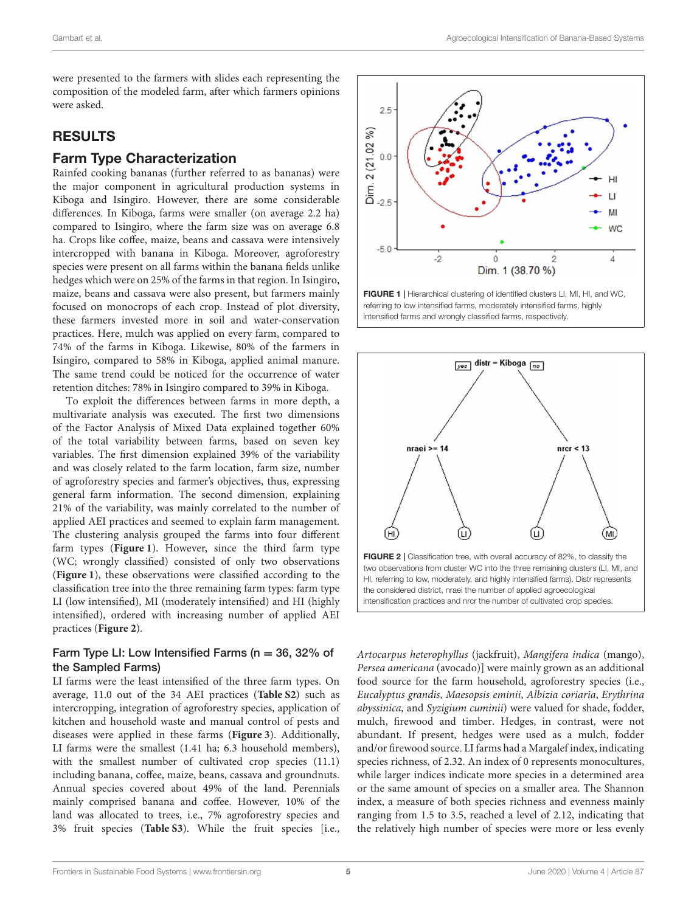were presented to the farmers with slides each representing the composition of the modeled farm, after which farmers opinions were asked.

# RESULTS

## Farm Type Characterization

Rainfed cooking bananas (further referred to as bananas) were the major component in agricultural production systems in Kiboga and Isingiro. However, there are some considerable differences. In Kiboga, farms were smaller (on average 2.2 ha) compared to Isingiro, where the farm size was on average 6.8 ha. Crops like coffee, maize, beans and cassava were intensively intercropped with banana in Kiboga. Moreover, agroforestry species were present on all farms within the banana fields unlike hedges which were on 25% of the farms in that region. In Isingiro, maize, beans and cassava were also present, but farmers mainly focused on monocrops of each crop. Instead of plot diversity, these farmers invested more in soil and water-conservation practices. Here, mulch was applied on every farm, compared to 74% of the farms in Kiboga. Likewise, 80% of the farmers in Isingiro, compared to 58% in Kiboga, applied animal manure. The same trend could be noticed for the occurrence of water retention ditches: 78% in Isingiro compared to 39% in Kiboga.

To exploit the differences between farms in more depth, a multivariate analysis was executed. The first two dimensions of the Factor Analysis of Mixed Data explained together 60% of the total variability between farms, based on seven key variables. The first dimension explained 39% of the variability and was closely related to the farm location, farm size, number of agroforestry species and farmer's objectives, thus, expressing general farm information. The second dimension, explaining 21% of the variability, was mainly correlated to the number of applied AEI practices and seemed to explain farm management. The clustering analysis grouped the farms into four different farm types (**Figure 1**). However, since the third farm type (WC; wrongly classified) consisted of only two observations (**Figure 1**), these observations were classified according to the classification tree into the three remaining farm types: farm type LI (low intensified), MI (moderately intensified) and HI (highly intensified), ordered with increasing number of applied AEI practices (**Figure 2**).

**FIGURE 1 |** Hierarchical clustering of identified clusters LI, MI, HI, and WC, referring to low intensified farms, moderately intensified farms, highly intensified farms and wrongly classified farms, respectively.

**FIGURE 2 |** Classification tree, with overall accuracy of 82%, to classify the two observations from cluster WC into the three remaining clusters (LI, MI, and HI, referring to low, moderately, and highly intensified farms). Distr represents the considered district, nraei the number of applied agroecological intensification practices and nrcr the number of cultivated crop species.

### Farm Type LI: Low Intensified Farms (n = 36, 32% of the Sampled Farms)

LI farms were the least intensified of the three farm types. On average, 11.0 out of the 34 AEI practices (**Table S2**) such as intercropping, integration of agroforestry species, application of kitchen and household waste and manual control of pests and diseases were applied in these farms (**Figure 3**). Additionally, LI farms were the smallest (1.41 ha; 6.3 household members), with the smallest number of cultivated crop species (11.1) including banana, coffee, maize, beans, cassava and groundnuts. Annual species covered about 49% of the land. Perennials mainly comprised banana and coffee. However, 10% of the land was allocated to trees, i.e., 7% agroforestry species and 3% fruit species (**Table S3**). While the fruit species [i.e., *Artocarpus heterophyllus* (jackfruit), *Mangifera indica* (mango), *Persea americana* (avocado)] were mainly grown as an additional food source for the farm household, agroforestry species (i.e., *Eucalyptus grandis*, *Maesopsis eminii*, *Albizia coriaria*, *Erythrina abyssinica,* and *Syzigium cuminii*) were valued for shade, fodder, mulch, firewood and timber. Hedges, in contrast, were not abundant. If present, hedges were used as a mulch, fodder and/or firewood source. LI farms had a Margalef index, indicating species richness, of 2.32. An index of 0 represents monocultures, while larger indices indicate more species in a determined area or the same amount of species on a smaller area. The Shannon index, a measure of both species richness and evenness mainly ranging from 1.5 to 3.5, reached a level of 2.12, indicating that the relatively high number of species were more or less evenly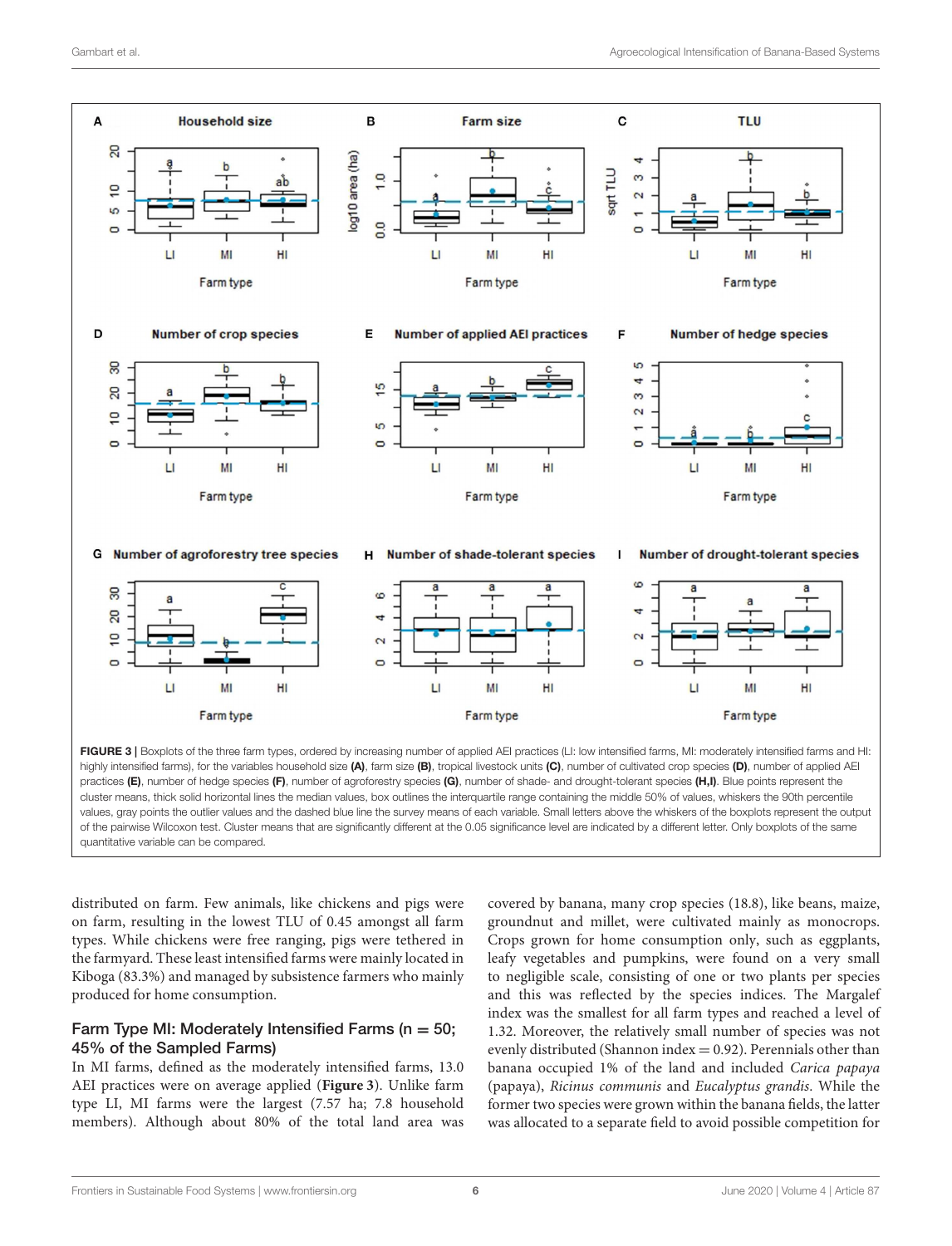FIGURE 3 | Boxplots of the three farm types, ordered by increasing number of applied AEI practices (LI: low intensified farms, MI: moderately intensified farms and HI: highly intensified farms), for the variables household size **(A)**, farm size **(B)**, tropical livestock units **(C)**, number of cultivated crop species **(D)**, number of applied AEI practices **(E)**, number of hedge species **(F)**, number of agroforestry species **(G)**, number of shade- and drought-tolerant species **(H,I)**. Blue points represent the cluster means, thick solid horizontal lines the median values, box outlines the interquartile range containing the middle 50% of values, whiskers the 90th percentile values, gray points the outlier values and the dashed blue line the survey means of each variable. Small letters above the whiskers of the boxplots represent the output of the pairwise Wilcoxon test. Cluster means that are significantly different at the 0.05 significance level are indicated by a different letter. Only boxplots of the same quantitative variable can be compared.

distributed on farm. Few animals, like chickens and pigs were on farm, resulting in the lowest TLU of 0.45 amongst all farm types. While chickens were free ranging, pigs were tethered in the farmyard. These least intensified farms were mainly located in Kiboga (83.3%) and managed by subsistence farmers who mainly produced for home consumption.

### Farm Type MI: Moderately Intensified Farms (n = 50; 45% of the Sampled Farms)

In MI farms, defined as the moderately intensified farms, 13.0 AEI practices were on average applied (**Figure 3**). Unlike farm type LI, MI farms were the largest (7.57 ha; 7.8 household members). Although about 80% of the total land area was covered by banana, many crop species (18.8), like beans, maize, groundnut and millet, were cultivated mainly as monocrops. Crops grown for home consumption only, such as eggplants, leafy vegetables and pumpkins, were found on a very small to negligible scale, consisting of one or two plants per species and this was reflected by the species indices. The Margalef index was the smallest for all farm types and reached a level of 1.32. Moreover, the relatively small number of species was not evenly distributed (Shannon index = 0.92). Perennials other than banana occupied 1% of the land and included *Carica papaya* (papaya), *Ricinus communis* and *Eucalyptus grandis*. While the former two species were grown within the banana fields, the latter was allocated to a separate field to avoid possible competition for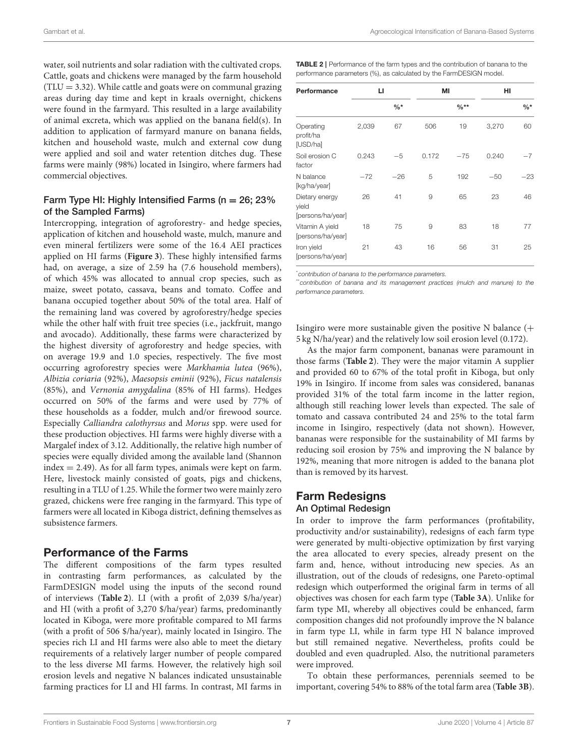water, soil nutrients and solar radiation with the cultivated crops. Cattle, goats and chickens were managed by the farm household (TLU = 3.32). While cattle and goats were on communal grazing areas during day time and kept in kraals overnight, chickens were found in the farmyard. This resulted in a large availability of animal excreta, which was applied on the banana field(s). In addition to application of farmyard manure on banana fields, kitchen and household waste, mulch and external cow dung were applied and soil and water retention ditches dug. These farms were mainly (98%) located in Isingiro, where farmers had commercial objectives.

### Farm Type HI: Highly Intensified Farms (n = 26; 23% of the Sampled Farms)

Intercropping, integration of agroforestry- and hedge species, application of kitchen and household waste, mulch, manure and even mineral fertilizers were some of the 16.4 AEI practices applied on HI farms (**Figure 3**). These highly intensified farms had, on average, a size of 2.59 ha (7.6 household members), of which 45% was allocated to annual crop species, such as maize, sweet potato, cassava, beans and tomato. Coffee and banana occupied together about 50% of the total area. Half of the remaining land was covered by agroforestry/hedge species while the other half with fruit tree species (i.e., jackfruit, mango and avocado). Additionally, these farms were characterized by the highest diversity of agroforestry and hedge species, with on average 19.9 and 1.0 species, respectively. The five most occurring agroforestry species were *Markhamia lutea* (96%), *Albizia coriaria* (92%), *Maesopsis eminii* (92%), *Ficus natalensis* (85%), and *Vernonia amygdalina* (85% of HI farms). Hedges occurred on 50% of the farms and were used by 77% of these households as a fodder, mulch and/or firewood source. Especially *Calliandra calothyrsus* and *Morus* spp. were used for these production objectives. HI farms were highly diverse with a Margalef index of 3.12. Additionally, the relative high number of species were equally divided among the available land (Shannon index = 2.49). As for all farm types, animals were kept on farm. Here, livestock mainly consisted of goats, pigs and chickens, resulting in a TLU of 1.25. While the former two were mainly zero grazed, chickens were free ranging in the farmyard. This type of farmers were all located in Kiboga district, defining themselves as subsistence farmers.

## Performance of the Farms

The different compositions of the farm types resulted in contrasting farm performances, as calculated by the FarmDESIGN model using the inputs of the second round of interviews (**Table 2**). LI (with a profit of 2,039 $/ha/year) and HI (with a profit of 3,270 $/ha/year) farms, predominantly located in Kiboga, were more profitable compared to MI farms (with a profit of 506 $/ha/year), mainly located in Isingiro. The species rich LI and HI farms were also able to meet the dietary requirements of a relatively larger number of people compared to the less diverse MI farms. However, the relatively high soil erosion levels and negative N balances indicated unsustainable farming practices for LI and HI farms. In contrast, MI farms in Isingiro were more sustainable given the positive N balance (+ 5 kg N/ha/year) and the relatively low soil erosion level (0.172).

As the major farm component, bananas were paramount in those farms (**Table 2**). They were the major vitamin A supplier and provided 60 to 67% of the total profit in Kiboga, but only 19% in Isingiro. If income from sales was considered, bananas provided 31% of the total farm income in the latter region, although still reaching lower levels than expected. The sale of tomato and cassava contributed 24 and 25% to the total farm income in Isingiro, respectively (data not shown). However, bananas were responsible for the sustainability of MI farms by reducing soil erosion by 75% and improving the N balance by 192%, meaning that more nitrogen is added to the banana plot than is removed by its harvest.

**TABLE 2** | Performance of the farm types and the contribution of banana to the performance parameters (%), as calculated by the FarmDESIGN model.

| Performance | LI | | MI | | HI | |
|---|---|---|---|---|---|---|
| | | %* | | %** | | %* |
| Operating profit/ha [USD/ha] | 2,039 | 67 | 506 | 19 | 3,270 | 60 |
| Soil erosion C factor | 0.243 | −5 | 0.172 | −75 | 0.240 | −7 |
| N balance [kg/ha/year] | −72 | −26 | 5 | 192 | −50 | −23 |
| Dietary energy yield [persons/ha/year] | 26 | 41 | 9 | 65 | 23 | 46 |
| Vitamin A yield [persons/ha/year] | 18 | 75 | 9 | 83 | 18 | 77 |
| Iron yield [persons/ha/year] | 21 | 43 | 16 | 56 | 31 | 25 |

*contribution of banana to the performance parameters.
**contribution of banana and its management practices (mulch and manure) to the performance parameters.

## Farm Redesigns

### An Optimal Redesign

In order to improve the farm performances (profitability, productivity and/or sustainability), redesigns of each farm type were generated by multi-objective optimization by first varying the area allocated to every species, already present on the farm and, hence, without introducing new species. As an illustration, out of the clouds of redesigns, one Pareto-optimal redesign which outperformed the original farm in terms of all objectives was chosen for each farm type (**Table 3A**). Unlike for farm type MI, whereby all objectives could be enhanced, farm composition changes did not profoundly improve the N balance in farm type LI, while in farm type HI N balance improved but still remained negative. Nevertheless, profits could be doubled and even quadrupled. Also, the nutritional parameters were improved.

To obtain these performances, perennials seemed to be important, covering 54% to 88% of the total farm area (**Table 3B**).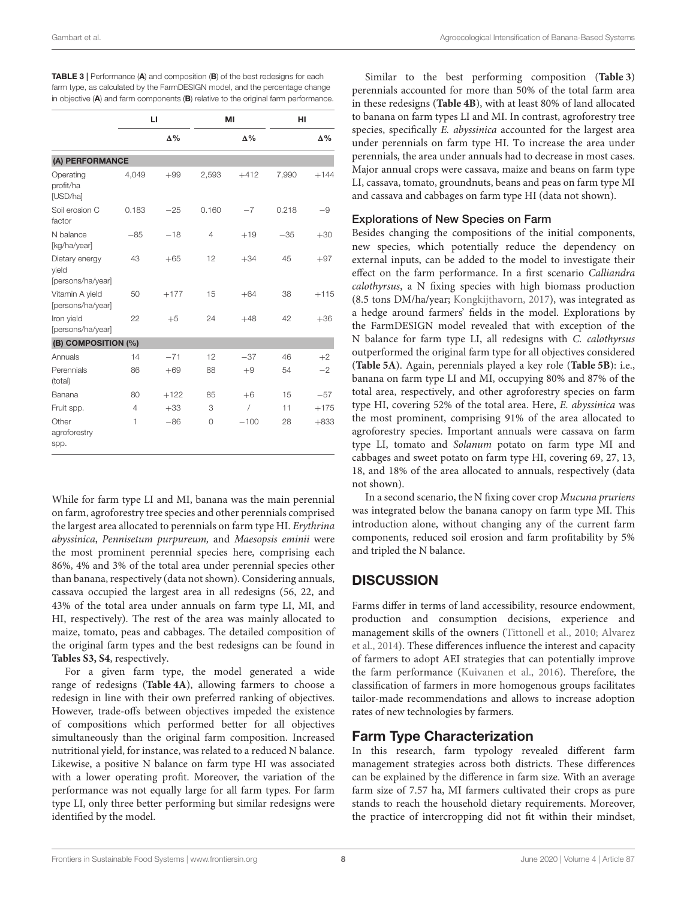**TABLE 3 |** Performance (**A**) and composition (**B**) of the best redesigns for each farm type, as calculated by the FarmDESIGN model, and the percentage change in objective (**A**) and farm components (**B**) relative to the original farm performance.

| | LI | | MI | | HI | |
|---|---|---|---|---|---|---|
| | | Δ% | | Δ% | | Δ% |
| **(A) PERFORMANCE** | | | | | | |
| Operating profit/ha [USD/ha] | 4,049 | +99 | 2,593 | +412 | 7,990 | +144 |
| Soil erosion C factor | 0.183 | −25 | 0.160 | −7 | 0.218 | −9 |
| N balance [kg/ha/year] | −85 | −18 | 4 | +19 | −35 | +30 |
| Dietary energy yield [persons/ha/year] | 43 | +65 | 12 | +34 | 45 | +97 |
| Vitamin A yield [persons/ha/year] | 50 | +177 | 15 | +64 | 38 | +115 |
| Iron yield [persons/ha/year] | 22 | +5 | 24 | +48 | 42 | +36 |
| **(B) COMPOSITION (%)** | | | | | | |
| Annuals | 14 | −71 | 12 | −37 | 46 | +2 |
| Perennials (total) | 86 | +69 | 88 | +9 | 54 | −2 |
| Banana | 80 | +122 | 85 | +6 | 15 | −57 |
| Fruit spp. | 4 | +33 | 3 | / | 11 | +175 |
| Other agroforestry spp. | 1 | −86 | 0 | −100 | 28 | +833 |

While for farm type LI and MI, banana was the main perennial on farm, agroforestry tree species and other perennials comprised the largest area allocated to perennials on farm type HI. *Erythrina abyssinica*, *Pennisetum purpureum,* and *Maesopsis eminii* were the most prominent perennial species here, comprising each 86%, 4% and 3% of the total area under perennial species other than banana, respectively (data not shown). Considering annuals, cassava occupied the largest area in all redesigns (56, 22, and 43% of the total area under annuals on farm type LI, MI, and HI, respectively). The rest of the area was mainly allocated to maize, tomato, peas and cabbages. The detailed composition of the original farm types and the best redesigns can be found in **Tables S3, S4**, respectively.

For a given farm type, the model generated a wide range of redesigns (**Table 4A**), allowing farmers to choose a redesign in line with their own preferred ranking of objectives. However, trade-offs between objectives impeded the existence of compositions which performed better for all objectives simultaneously than the original farm composition. Increased nutritional yield, for instance, was related to a reduced N balance. Likewise, a positive N balance on farm type HI was associated with a lower operating profit. Moreover, the variation of the performance was not equally large for all farm types. For farm type LI, only three better performing but similar redesigns were identified by the model.

Similar to the best performing composition (**Table 3**) perennials accounted for more than 50% of the total farm area in these redesigns (**Table 4B**), with at least 80% of land allocated to banana on farm types LI and MI. In contrast, agroforestry tree species, specifically *E. abyssinica* accounted for the largest area under perennials on farm type HI. To increase the area under perennials, the area under annuals had to decrease in most cases. Major annual crops were cassava, maize and beans on farm type LI, cassava, tomato, groundnuts, beans and peas on farm type MI and cassava and cabbages on farm type HI (data not shown).

### Explorations of New Species on Farm

Besides changing the compositions of the initial components, new species, which potentially reduce the dependency on external inputs, can be added to the model to investigate their effect on the farm performance. In a first scenario *Calliandra calothyrsus*, a N fixing species with high biomass production (8.5 tons DM/ha/year; Kongkijthavorn, 2017), was integrated as a hedge around farmers' fields in the model. Explorations by the FarmDESIGN model revealed that with exception of the N balance for farm type LI, all redesigns with *C. calothyrsus* outperformed the original farm type for all objectives considered (**Table 5A**). Again, perennials played a key role (**Table 5B**): i.e., banana on farm type LI and MI, occupying 80% and 87% of the total area, respectively, and other agroforestry species on farm type HI, covering 52% of the total area. Here, *E. abyssinica* was the most prominent, comprising 91% of the area allocated to agroforestry species. Important annuals were cassava on farm type LI, tomato and *Solanum* potato on farm type MI and cabbages and sweet potato on farm type HI, covering 69, 27, 13, 18, and 18% of the area allocated to annuals, respectively (data not shown).

In a second scenario, the N fixing cover crop *Mucuna pruriens* was integrated below the banana canopy on farm type MI. This introduction alone, without changing any of the current farm components, reduced soil erosion and farm profitability by 5% and tripled the N balance.

## DISCUSSION

Farms differ in terms of land accessibility, resource endowment, production and consumption decisions, experience and management skills of the owners (Tittonell et al., 2010; Alvarez et al., 2014). These differences influence the interest and capacity of farmers to adopt AEI strategies that can potentially improve the farm performance (Kuivanen et al., 2016). Therefore, the classification of farmers in more homogenous groups facilitates tailor-made recommendations and allows to increase adoption rates of new technologies by farmers.

### Farm Type Characterization

In this research, farm typology revealed different farm management strategies across both districts. These differences can be explained by the difference in farm size. With an average farm size of 7.57 ha, MI farmers cultivated their crops as pure stands to reach the household dietary requirements. Moreover, the practice of intercropping did not fit within their mindset,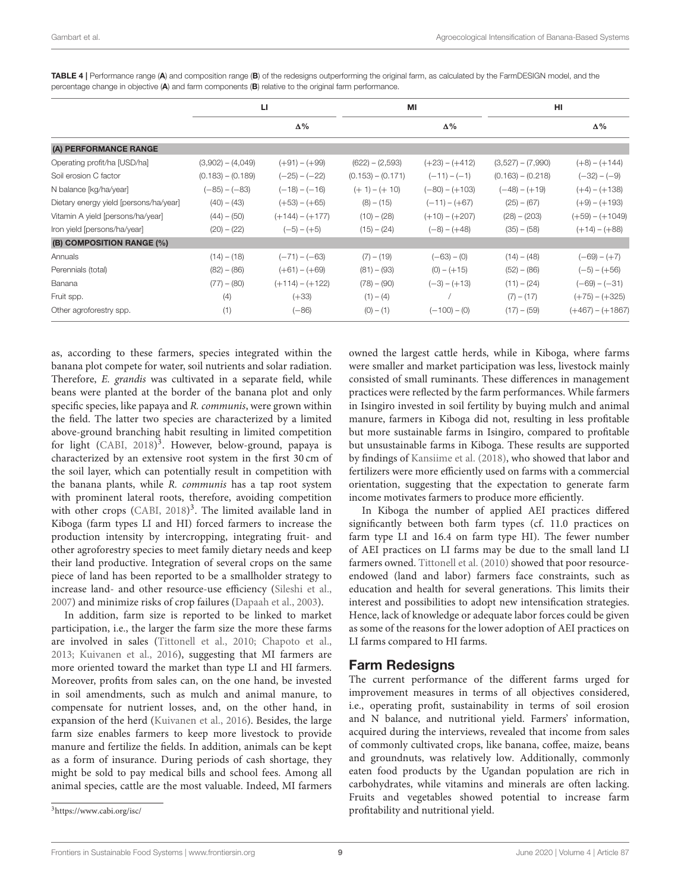**TABLE 4 |** Performance range (**A**) and composition range (**B**) of the redesigns outperforming the original farm, as calculated by the FarmDESIGN model, and the percentage change in objective (**A**) and farm components (**B**) relative to the original farm performance.

| | LI | | MI | | HI | |
|---|---|---|---|---|---|---|
| | | Δ% | | Δ% | | Δ% |
| **(A) PERFORMANCE RANGE** | | | | | | |
| Operating profit/ha [USD/ha] | (3,902) – (4,049) | (+91) – (+99) | (622) – (2,593) | (+23) – (+412) | (3,527) – (7,990) | (+8) – (+144) |
| Soil erosion C factor | (0.183) – (0.189) | (−25) – (−22) | (0.153) – (0.171) | (−11) – (−1) | (0.163) – (0.218) | (−32) – (−9) |
| N balance [kg/ha/year] | (−85) – (−83) | (−18) – (−16) | (+ 1) – (+ 10) | (−80) – (+103) | (−48) – (+19) | (+4) – (+138) |
| Dietary energy yield [persons/ha/year] | (40) – (43) | (+53) – (+65) | (8) – (15) | (−11) – (+67) | (25) – (67) | (+9) – (+193) |
| Vitamin A yield [persons/ha/year] | (44) – (50) | (+144) – (+177) | (10) – (28) | (+10) – (+207) | (28) – (203) | (+59) – (+1049) |
| Iron yield [persons/ha/year] | (20) – (22) | (−5) – (+5) | (15) – (24) | (−8) – (+48) | (35) – (58) | (+14) – (+88) |
| **(B) COMPOSITION RANGE (%)** | | | | | | |
| Annuals | (14) – (18) | (−71) – (−63) | (7) – (19) | (−63) – (0) | (14) – (48) | (−69) – (+7) |
| Perennials (total) | (82) – (86) | (+61) – (+69) | (81) – (93) | (0) – (+15) | (52) – (86) | (−5) – (+56) |
| Banana | (77) – (80) | (+114) – (+122) | (78) – (90) | (−3) – (+13) | (11) – (24) | (−69) – (−31) |
| Fruit spp. | (4) | (+33) | (1) – (4) | / | (7) – (17) | (+75) – (+325) |
| Other agroforestry spp. | (1) | (−86) | (0) – (1) | (−100) – (0) | (17) – (59) | (+467) – (+1867) |

as, according to these farmers, species integrated within the banana plot compete for water, soil nutrients and solar radiation. Therefore, *E. grandis* was cultivated in a separate field, while beans were planted at the border of the banana plot and only specific species, like papaya and *R. communis*, were grown within the field. The latter two species are characterized by a limited above-ground branching habit resulting in limited competition for light (CABI, 2018)[3]. However, below-ground, papaya is characterized by an extensive root system in the first 30 cm of the soil layer, which can potentially result in competition with the banana plants, while *R. communis* has a tap root system with prominent lateral roots, therefore, avoiding competition with other crops (CABI, 2018)[3]. The limited available land in Kiboga (farm types LI and HI) forced farmers to increase the production intensity by intercropping, integrating fruit- and other agroforestry species to meet family dietary needs and keep their land productive. Integration of several crops on the same piece of land has been reported to be a smallholder strategy to increase land- and other resource-use efficiency (Sileshi et al., 2007) and minimize risks of crop failures (Dapaah et al., 2003).

In addition, farm size is reported to be linked to market participation, i.e., the larger the farm size the more these farms are involved in sales (Tittonell et al., 2010; Chapoto et al., 2013; Kuivanen et al., 2016), suggesting that MI farmers are more oriented toward the market than type LI and HI farmers. Moreover, profits from sales can, on the one hand, be invested in soil amendments, such as mulch and animal manure, to compensate for nutrient losses, and, on the other hand, in expansion of the herd (Kuivanen et al., 2016). Besides, the large farm size enables farmers to keep more livestock to provide manure and fertilize the fields. In addition, animals can be kept as a form of insurance. During periods of cash shortage, they might be sold to pay medical bills and school fees. Among all animal species, cattle are the most valuable. Indeed, MI farmers owned the largest cattle herds, while in Kiboga, where farms were smaller and market participation was less, livestock mainly consisted of small ruminants. These differences in management practices were reflected by the farm performances. While farmers in Isingiro invested in soil fertility by buying mulch and animal manure, farmers in Kiboga did not, resulting in less profitable but more sustainable farms in Isingiro, compared to profitable but unsustainable farms in Kiboga. These results are supported by findings of Kansiime et al. (2018), who showed that labor and fertilizers were more efficiently used on farms with a commercial orientation, suggesting that the expectation to generate farm income motivates farmers to produce more efficiently.

In Kiboga the number of applied AEI practices differed significantly between both farm types (cf. 11.0 practices on farm type LI and 16.4 on farm type HI). The fewer number of AEI practices on LI farms may be due to the small land LI farmers owned. Tittonell et al. (2010) showed that poor resource-endowed (land and labor) farmers face constraints, such as education and health for several generations. This limits their interest and possibilities to adopt new intensification strategies. Hence, lack of knowledge or adequate labor forces could be given as some of the reasons for the lower adoption of AEI practices on LI farms compared to HI farms.

## Farm Redesigns

The current performance of the different farms urged for improvement measures in terms of all objectives considered, i.e., operating profit, sustainability in terms of soil erosion and N balance, and nutritional yield. Farmers' information, acquired during the interviews, revealed that income from sales of commonly cultivated crops, like banana, coffee, maize, beans and groundnuts, was relatively low. Additionally, commonly eaten food products by the Ugandan population are rich in carbohydrates, while vitamins and minerals are often lacking. Fruits and vegetables showed potential to increase farm profitability and nutritional yield.

[3]https://www.cabi.org/isc/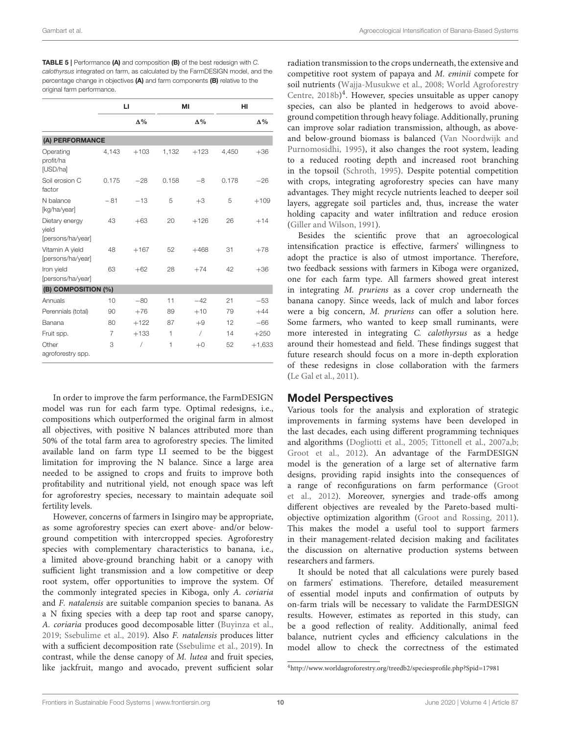**TABLE 5 |** Performance **(A)** and composition **(B)** of the best redesign with *C. calothyrsus* integrated on farm, as calculated by the FarmDESIGN model, and the percentage change in objectives **(A)** and farm components **(B)** relative to the original farm performance.

| | LI | | MI | | HI | |
|---|---|---|---|---|---|---|
| | | Δ% | | Δ% | | Δ% |
| **(A) PERFORMANCE** | | | | | | |
| Operating profit/ha [USD/ha] | 4,143 | +103 | 1,132 | +123 | 4,450 | +36 |
| Soil erosion C factor | 0.175 | −28 | 0.158 | −8 | 0.178 | −26 |
| N balance [kg/ha/year] | − 81 | −13 | 5 | +3 | 5 | +109 |
| Dietary energy yield [persons/ha/year] | 43 | +63 | 20 | +126 | 26 | +14 |
| Vitamin A yield [persons/ha/year] | 48 | +167 | 52 | +468 | 31 | +78 |
| Iron yield [persons/ha/year] | 63 | +62 | 28 | +74 | 42 | +36 |
| **(B) COMPOSITION (%)** | | | | | | |
| Annuals | 10 | −80 | 11 | −42 | 21 | −53 |
| Perennials (total) | 90 | +76 | 89 | +10 | 79 | +44 |
| Banana | 80 | +122 | 87 | +9 | 12 | −66 |
| Fruit spp. | 7 | +133 | 1 | / | 14 | +250 |
| Other agroforestry spp. | 3 | / | 1 | +0 | 52 | +1,633 |

In order to improve the farm performance, the FarmDESIGN model was run for each farm type. Optimal redesigns, i.e., compositions which outperformed the original farm in almost all objectives, with positive N balances attributed more than 50% of the total farm area to agroforestry species. The limited available land on farm type LI seemed to be the biggest limitation for improving the N balance. Since a large area needed to be assigned to crops and fruits to improve both profitability and nutritional yield, not enough space was left for agroforestry species, necessary to maintain adequate soil fertility levels.

However, concerns of farmers in Isingiro may be appropriate, as some agroforestry species can exert above- and/or below-ground competition with intercropped species. Agroforestry species with complementary characteristics to banana, i.e., a limited above-ground branching habit or a canopy with sufficient light transmission and a low competitive or deep root system, offer opportunities to improve the system. Of the commonly integrated species in Kiboga, only *A. coriaria* and *F. natalensis* are suitable companion species to banana. As a N fixing species with a deep tap root and sparse canopy, *A. coriaria* produces good decomposable litter (Buyinza et al., 2019; Ssebulime et al., 2019). Also *F. natalensis* produces litter with a sufficient decomposition rate (Ssebulime et al., 2019). In contrast, while the dense canopy of *M. lutea* and fruit species, like jackfruit, mango and avocado, prevent sufficient solar radiation transmission to the crops underneath, the extensive and competitive root system of papaya and *M. eminii* compete for soil nutrients (Wajja-Musukwe et al., 2008; World Agroforestry Centre, 2018b)[4]. However, species unsuitable as upper canopy species, can also be planted in hedgerows to avoid above-ground competition through heavy foliage. Additionally, pruning can improve solar radiation transmission, although, as above- and below-ground biomass is balanced (Van Noordwijk and Purnomosidhi, 1995), it also changes the root system, leading to a reduced rooting depth and increased root branching in the topsoil (Schroth, 1995). Despite potential competition with crops, integrating agroforestry species can have many advantages. They might recycle nutrients leached to deeper soil layers, aggregate soil particles and, thus, increase the water holding capacity and water infiltration and reduce erosion (Giller and Wilson, 1991).

Besides the scientific prove that an agroecological intensification practice is effective, farmers' willingness to adopt the practice is also of utmost importance. Therefore, two feedback sessions with farmers in Kiboga were organized, one for each farm type. All farmers showed great interest in integrating *M. pruriens* as a cover crop underneath the banana canopy. Since weeds, lack of mulch and labor forces were a big concern, *M. pruriens* can offer a solution here. Some farmers, who wanted to keep small ruminants, were more interested in integrating *C. calothyrsus* as a hedge around their homestead and field. These findings suggest that future research should focus on a more in-depth exploration of these redesigns in close collaboration with the farmers (Le Gal et al., 2011).

## Model Perspectives

Various tools for the analysis and exploration of strategic improvements in farming systems have been developed in the last decades, each using different programming techniques and algorithms (Dogliotti et al., 2005; Tittonell et al., 2007a,b; Groot et al., 2012). An advantage of the FarmDESIGN model is the generation of a large set of alternative farm designs, providing rapid insights into the consequences of a range of reconfigurations on farm performance (Groot et al., 2012). Moreover, synergies and trade-offs among different objectives are revealed by the Pareto-based multi-objective optimization algorithm (Groot and Rossing, 2011). This makes the model a useful tool to support farmers in their management-related decision making and facilitates the discussion on alternative production systems between researchers and farmers.

It should be noted that all calculations were purely based on farmers' estimations. Therefore, detailed measurement of essential model inputs and confirmation of outputs by on-farm trials will be necessary to validate the FarmDESIGN results. However, estimates as reported in this study, can be a good reflection of reality. Additionally, animal feed balance, nutrient cycles and efficiency calculations in the model allow to check the correctness of the estimated

[4]http://www.worldagroforestry.org/treedb2/speciesprofile.php?Spid=17981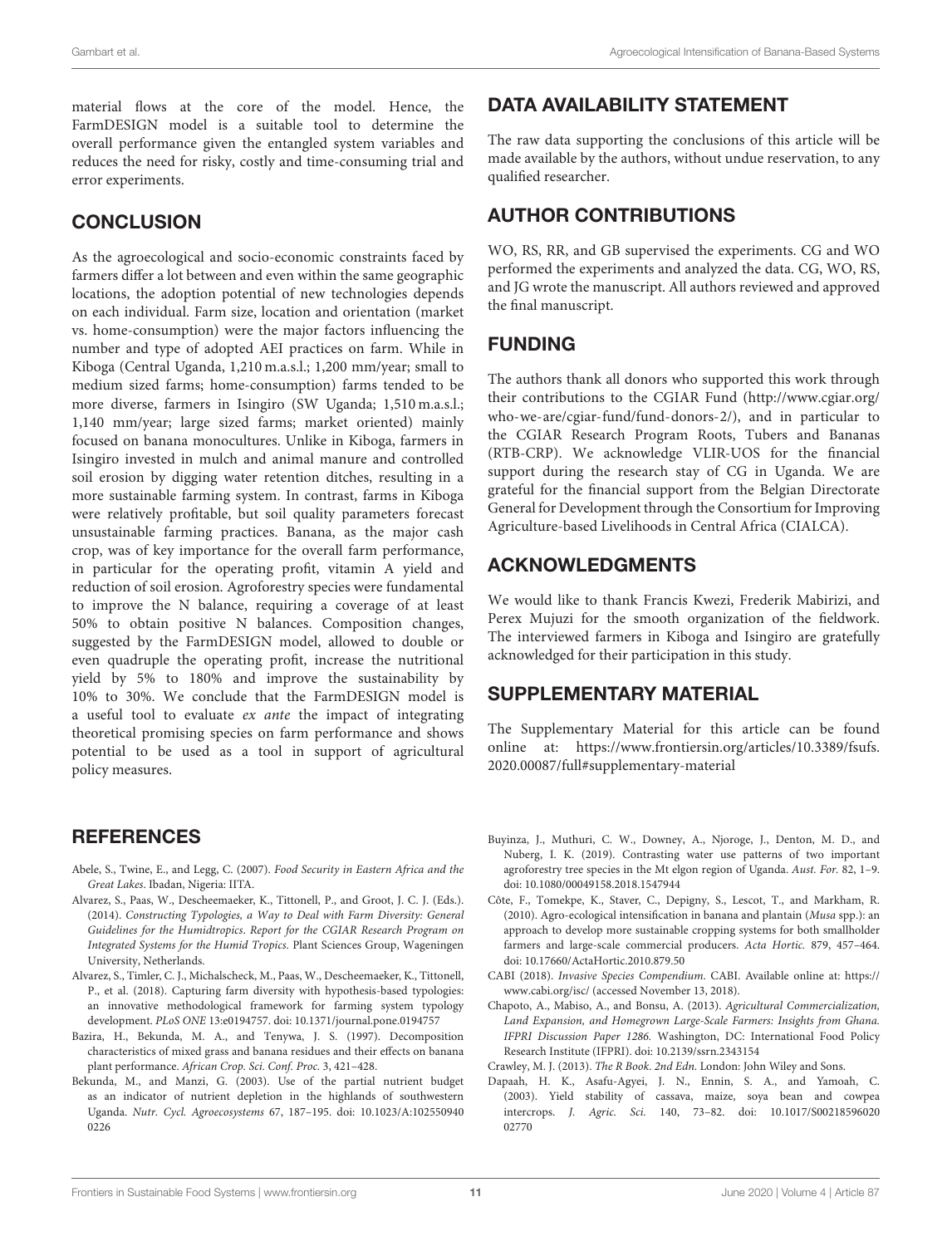material flows at the core of the model. Hence, the FarmDESIGN model is a suitable tool to determine the overall performance given the entangled system variables and reduces the need for risky, costly and time-consuming trial and error experiments.

## CONCLUSION

As the agroecological and socio-economic constraints faced by farmers differ a lot between and even within the same geographic locations, the adoption potential of new technologies depends on each individual. Farm size, location and orientation (market vs. home-consumption) were the major factors influencing the number and type of adopted AEI practices on farm. While in Kiboga (Central Uganda, 1,210 m.a.s.l.; 1,200 mm/year; small to medium sized farms; home-consumption) farms tended to be more diverse, farmers in Isingiro (SW Uganda; 1,510 m.a.s.l.; 1,140 mm/year; large sized farms; market oriented) mainly focused on banana monocultures. Unlike in Kiboga, farmers in Isingiro invested in mulch and animal manure and controlled soil erosion by digging water retention ditches, resulting in a more sustainable farming system. In contrast, farms in Kiboga were relatively profitable, but soil quality parameters forecast unsustainable farming practices. Banana, as the major cash crop, was of key importance for the overall farm performance, in particular for the operating profit, vitamin A yield and reduction of soil erosion. Agroforestry species were fundamental to improve the N balance, requiring a coverage of at least 50% to obtain positive N balances. Composition changes, suggested by the FarmDESIGN model, allowed to double or even quadruple the operating profit, increase the nutritional yield by 5% to 180% and improve the sustainability by 10% to 30%. We conclude that the FarmDESIGN model is a useful tool to evaluate *ex ante* the impact of integrating theoretical promising species on farm performance and shows potential to be used as a tool in support of agricultural policy measures.

## DATA AVAILABILITY STATEMENT

The raw data supporting the conclusions of this article will be made available by the authors, without undue reservation, to any qualified researcher.

## AUTHOR CONTRIBUTIONS

WO, RS, RR, and GB supervised the experiments. CG and WO performed the experiments and analyzed the data. CG, WO, RS, and JG wrote the manuscript. All authors reviewed and approved the final manuscript.

## FUNDING

The authors thank all donors who supported this work through their contributions to the CGIAR Fund (http://www.cgiar.org/who-we-are/cgiar-fund/fund-donors-2/), and in particular to the CGIAR Research Program Roots, Tubers and Bananas (RTB-CRP). We acknowledge VLIR-UOS for the financial support during the research stay of CG in Uganda. We are grateful for the financial support from the Belgian Directorate General for Development through the Consortium for Improving Agriculture-based Livelihoods in Central Africa (CIALCA).

## ACKNOWLEDGMENTS

We would like to thank Francis Kwezi, Frederik Mabirizi, and Perex Mujuzi for the smooth organization of the fieldwork. The interviewed farmers in Kiboga and Isingiro are gratefully acknowledged for their participation in this study.

## SUPPLEMENTARY MATERIAL

The Supplementary Material for this article can be found online at: https://www.frontiersin.org/articles/10.3389/fsufs.2020.00087/full#supplementary-material

## REFERENCES

Abele, S., Twine, E., and Legg, C. (2007). *Food Security in Eastern Africa and the Great Lakes*. Ibadan, Nigeria: IITA.

Alvarez, S., Paas, W., Descheemaeker, K., Tittonell, P., and Groot, J. C. J. (Eds.). (2014). *Constructing Typologies, a Way to Deal with Farm Diversity: General Guidelines for the Humidtropics. Report for the CGIAR Research Program on Integrated Systems for the Humid Tropics*. Plant Sciences Group, Wageningen University, Netherlands.

Alvarez, S., Timler, C. J., Michalscheck, M., Paas, W., Descheemaeker, K., Tittonell, P., et al. (2018). Capturing farm diversity with hypothesis-based typologies: an innovative methodological framework for farming system typology development. *PLoS ONE* 13:e0194757. doi: 10.1371/journal.pone.0194757

Bazira, H., Bekunda, M. A., and Tenywa, J. S. (1997). Decomposition characteristics of mixed grass and banana residues and their effects on banana plant performance. *African Crop. Sci. Conf. Proc.* 3, 421–428.

Bekunda, M., and Manzi, G. (2003). Use of the partial nutrient budget as an indicator of nutrient depletion in the highlands of southwestern Uganda. *Nutr. Cycl. Agroecosystems* 67, 187–195. doi: 10.1023/A:1025509400226

Buyinza, J., Muthuri, C. W., Downey, A., Njoroge, J., Denton, M. D., and Nuberg, I. K. (2019). Contrasting water use patterns of two important agroforestry tree species in the Mt elgon region of Uganda. *Aust. For.* 82, 1–9. doi: 10.1080/00049158.2018.1547944

Côte, F., Tomekpe, K., Staver, C., Depigny, S., Lescot, T., and Markham, R. (2010). Agro-ecological intensification in banana and plantain (*Musa* spp.): an approach to develop more sustainable cropping systems for both smallholder farmers and large-scale commercial producers. *Acta Hortic.* 879, 457–464. doi: 10.17660/ActaHortic.2010.879.50

CABI (2018). *Invasive Species Compendium*. CABI. Available online at: https://www.cabi.org/isc/ (accessed November 13, 2018).

Chapoto, A., Mabiso, A., and Bonsu, A. (2013). *Agricultural Commercialization, Land Expansion, and Homegrown Large-Scale Farmers: Insights from Ghana. IFPRI Discussion Paper 1286*. Washington, DC: International Food Policy Research Institute (IFPRI). doi: 10.2139/ssrn.2343154

Crawley, M. J. (2013). *The R Book. 2nd Edn*. London: John Wiley and Sons.

Dapaah, H. K., Asafu-Agyei, J. N., Ennin, S. A., and Yamoah, C. (2003). Yield stability of cassava, maize, soya bean and cowpea intercrops. *J. Agric. Sci.* 140, 73–82. doi: 10.1017/S0021859602002770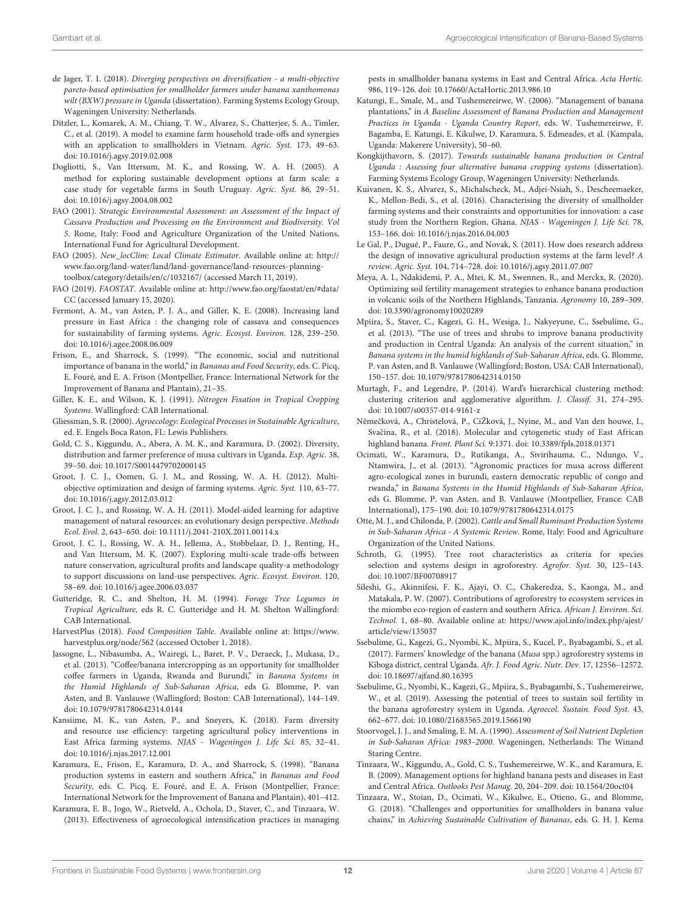de Jager, T. I. (2018). *Diverging perspectives on diversification - a multi-objective pareto-based optimisation for smallholder farmers under banana xanthomonas wilt (BXW) pressure in Uganda* (dissertation). Farming Systems Ecology Group, Wageningen University: Netherlands.

Ditzler, L., Komarek, A. M., Chiang, T. W., Alvarez, S., Chatterjee, S. A., Timler, C., et al. (2019). A model to examine farm household trade-offs and synergies with an application to smallholders in Vietnam. *Agric. Syst.* 173, 49–63. doi: 10.1016/j.agsy.2019.02.008

Dogliotti, S., Van Ittersum, M. K., and Rossing, W. A. H. (2005). A method for exploring sustainable development options at farm scale: a case study for vegetable farms in South Uruguay. *Agric. Syst.* 86, 29–51. doi: 10.1016/j.agsy.2004.08.002

FAO (2001). *Strategic Environmental Assessment: an Assessment of the Impact of Cassava Production and Processing on the Environment and Biodiversity. Vol 5*. Rome, Italy: Food and Agriculture Organization of the United Nations, International Fund for Agricultural Development.

FAO (2005). *New_locClim: Local Climate Estimator*. Available online at: http://www.fao.org/land-water/land/land-governance/land-resources-planning-toolbox/category/details/en/c/1032167/ (accessed March 11, 2019).

FAO (2019). *FAOSTAT*. Available online at: http://www.fao.org/faostat/en/#data/CC (accessed January 15, 2020).

Fermont, A. M., van Asten, P. J. A., and Giller, K. E. (2008). Increasing land pressure in East Africa : the changing role of cassava and consequences for sustainability of farming systems. *Agric. Ecosyst. Environ.* 128, 239–250. doi: 10.1016/j.agee.2008.06.009

Frison, E., and Sharrock, S. (1999). "The economic, social and nutritional importance of banana in the world," in *Bananas and Food Security*, eds. C. Picq, E. Fouré, and E. A. Frison (Montpellier, France: International Network for the Improvement of Banana and Plantain), 21–35.

Giller, K. E., and Wilson, K. J. (1991). *Nitrogen Fixation in Tropical Cropping Systems*. Wallingford: CAB International.

Gliessman, S. R. (2000). *Agroecology: Ecological Processes in Sustainable Agriculture*, ed. E. Engels Boca Raton, FL: Lewis Publishers.

Gold, C. S., Kiggundu, A., Abera, A. M. K., and Karamura, D. (2002). Diversity, distribution and farmer preference of musa cultivars in Uganda. *Exp. Agric.* 38, 39–50. doi: 10.1017/S0014479702000145

Groot, J. C. J., Oomen, G. J. M., and Rossing, W. A. H. (2012). Multi-objective optimization and design of farming systems. *Agric. Syst.* 110, 63–77. doi: 10.1016/j.agsy.2012.03.012

Groot, J. C. J., and Rossing, W. A. H. (2011). Model-aided learning for adaptive management of natural resources: an evolutionary design perspective. *Methods Ecol. Evol.* 2, 643–650. doi: 10.1111/j.2041-210X.2011.00114.x

Groot, J. C. J., Rossing, W. A. H., Jellema, A., Stobbelaar, D. J., Renting, H., and Van Ittersum, M. K. (2007). Exploring multi-scale trade-offs between nature conservation, agricultural profits and landscape quality-a methodology to support discussions on land-use perspectives. *Agric. Ecosyst. Environ.* 120, 58–69. doi: 10.1016/j.agee.2006.03.037

Gutteridge, R. C., and Shelton, H. M. (1994). *Forage Tree Legumes in Tropical Agriculture*, eds R. C. Gutteridge and H. M. Shelton Wallingford: CAB International.

HarvestPlus (2018). *Food Composition Table*. Available online at: https://www.harvestplus.org/node/562 (accessed October 1, 2018).

Jassogne, L., Nibasumba, A., Wairegi, L., Baret, P. V., Deraeck, J., Mukasa, D., et al. (2013). "Coffee/banana intercropping as an opportunity for smallholder coffee farmers in Uganda, Rwanda and Burundi," in *Banana Systems in the Humid Highlands of Sub-Saharan Africa*, eds G. Blomme, P. van Asten, and B. Vanlauwe (Wallingford; Boston: CAB International), 144–149. doi: 10.1079/9781780642314.0144

Kansiime, M. K., van Asten, P., and Sneyers, K. (2018). Farm diversity and resource use efficiency: targeting agricultural policy interventions in East Africa farming systems. *NJAS - Wageningen J. Life Sci.* 85, 32–41. doi: 10.1016/j.njas.2017.12.001

Karamura, E., Frison, E., Karamura, D. A., and Sharrock, S. (1998). "Banana production systems in eastern and southern Africa," in *Bananas and Food Security*, eds. C. Picq, E. Fouré, and E. A. Frison (Montpellier, France: International Network for the Improvement of Banana and Plantain), 401–412.

Karamura, E. B., Jogo, W., Rietveld, A., Ochola, D., Staver, C., and Tinzaara, W. (2013). Effectiveness of agroecological intensification practices in managing pests in smallholder banana systems in East and Central Africa. *Acta Hortic.* 986, 119–126. doi: 10.17660/ActaHortic.2013.986.10

Katungi, E., Smale, M., and Tushemereirwe, W. (2006). "Management of banana plantations," in *A Baseline Assessment of Banana Production and Management Practices in Uganda - Uganda Country Report*, eds. W. Tushemereirwe, F. Bagamba, E. Katungi, E. Kikulwe, D. Karamura, S. Edmeades, et al. (Kampala, Uganda: Makerere University), 50–60.

Kongkijthavorn, S. (2017). *Towards sustainable banana production in Central Uganda : Assessing four alternative banana cropping systems* (dissertation). Farming Systems Ecology Group, Wageningen University: Netherlands.

Kuivanen, K. S., Alvarez, S., Michalscheck, M., Adjei-Nsiah, S., Descheemaeker, K., Mellon-Bedi, S., et al. (2016). Characterising the diversity of smallholder farming systems and their constraints and opportunities for innovation: a case study from the Northern Region, Ghana. *NJAS - Wageningen J. Life Sci.* 78, 153–166. doi: 10.1016/j.njas.2016.04.003

Le Gal, P., Dugué, P., Faure, G., and Novak, S. (2011). How does research address the design of innovative agricultural production systems at the farm level? *A review. Agric. Syst.* 104, 714–728. doi: 10.1016/j.agsy.2011.07.007

Meya, A. I., Ndakidemi, P. A., Mtei, K. M., Swennen, R., and Merckx, R. (2020). Optimizing soil fertility management strategies to enhance banana production in volcanic soils of the Northern Highlands, Tanzania. *Agronomy* 10, 289–309. doi: 10.3390/agronomy10020289

Mpiira, S., Staver, C., Kagezi, G. H., Wesiga, J., Nakyeyune, C., Ssebulime, G., et al. (2013). "The use of trees and shrubs to improve banana productivity and production in Central Uganda: An analysis of the current situation," in *Banana systems in the humid highlands of Sub-Saharan Africa*, eds. G. Blomme, P. van Asten, and B. Vanlauwe (Wallingford; Boston, USA: CAB International), 150–157. doi: 10.1079/9781780642314.0150

Murtagh, F., and Legendre, P. (2014). Ward's hierarchical clustering method: clustering criterion and agglomerative algorithm. *J. Classif.* 31, 274–295. doi: 10.1007/s00357-014-9161-z

Němečková, A., Christelová, P., CíŽková, J., Nyine, M., and Van den houwe, I., Svačina, R., et al. (2018). Molecular and cytogenetic study of East African highland banana. *Front. Plant Sci.* 9:1371. doi: 10.3389/fpls.2018.01371

Ocimati, W., Karamura, D., Rutikanga, A., Sivirihauma, C., Ndungo, V., Ntamwira, J., et al. (2013). "Agronomic practices for musa across different agro-ecological zones in burundi, eastern democratic republic of congo and rwanda," in *Banana Systems in the Humid Highlands of Sub-Saharan Africa*, eds G. Blomme, P. van Asten, and B. Vanlauwe (Montpellier, France: CAB International), 175–190. doi: 10.1079/9781780642314.0175

Otte, M. J., and Chilonda, P. (2002). *Cattle and Small Ruminant Production Systems in Sub-Saharan Africa - A Systemic Review*. Rome, Italy: Food and Agriculture Organization of the United Nations.

Schroth, G. (1995). Tree root characteristics as criteria for species selection and systems design in agroforestry. *Agrofor. Syst.* 30, 125–143. doi: 10.1007/BF00708917

Sileshi, G., Akinnifesi, F. K., Ajayi, O. C., Chakeredza, S., Kaonga, M., and Matakala, P. W. (2007). Contributions of agroforestry to ecosystem services in the miombo eco-region of eastern and southern Africa. *African J. Environ. Sci. Technol.* 1, 68–80. Available online at: https://www.ajol.info/index.php/ajest/article/view/135037

Ssebulime, G., Kagezi, G., Nyombi, K., Mpiira, S., Kucel, P., Byabagambi, S., et al. (2017). Farmers' knowledge of the banana (*Musa* spp.) agroforestry systems in Kiboga district, central Uganda. *Afr. J. Food Agric. Nutr. Dev.* 17, 12556–12572. doi: 10.18697/ajfand.80.16395

Ssebulime, G., Nyombi, K., Kagezi, G., Mpiira, S., Byabagambi, S., Tushemereirwe, W., et al. (2019). Assessing the potential of trees to sustain soil fertility in the banana agroforestry system in Uganda. *Agroecol. Sustain. Food Syst.* 43, 662–677. doi: 10.1080/21683565.2019.1566190

Stoorvogel, J. J., and Smaling, E. M. A. (1990). *Assessment of Soil Nutrient Depletion in Sub-Saharan Africa: 1983–2000.* Wageningen, Netherlands: The Winand Staring Centre.

Tinzaara, W., Kiggundu, A., Gold, C. S., Tushemereirwe, W. K., and Karamura, E. B. (2009). Management options for highland banana pests and diseases in East and Central Africa. *Outlooks Pest Manag.* 20, 204–209. doi: 10.1564/20oct04

Tinzaara, W., Stoian, D., Ocimati, W., Kikulwe, E., Otieno, G., and Blomme, G. (2018). "Challenges and opportunities for smallholders in banana value chains," in *Achieving Sustainable Cultivation of Bananas*, eds. G. H. J. Kema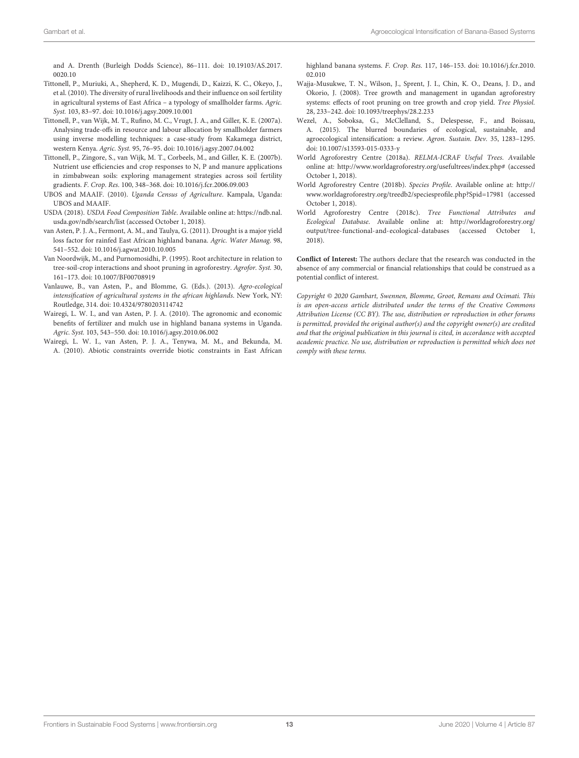and A. Drenth (Burleigh Dodds Science), 86–111. doi: 10.19103/AS.2017.0020.10

Tittonell, P., Muriuki, A., Shepherd, K. D., Mugendi, D., Kaizzi, K. C., Okeyo, J., et al. (2010). The diversity of rural livelihoods and their influence on soil fertility in agricultural systems of East Africa – a typology of smallholder farms. *Agric. Syst.* 103, 83–97. doi: 10.1016/j.agsy.2009.10.001

Tittonell, P., van Wijk, M. T., Rufino, M. C., Vrugt, J. A., and Giller, K. E. (2007a). Analysing trade-offs in resource and labour allocation by smallholder farmers using inverse modelling techniques: a case-study from Kakamega district, western Kenya. *Agric. Syst.* 95, 76–95. doi: 10.1016/j.agsy.2007.04.002

Tittonell, P., Zingore, S., van Wijk, M. T., Corbeels, M., and Giller, K. E. (2007b). Nutrient use efficiencies and crop responses to N, P and manure applications in zimbabwean soils: exploring management strategies across soil fertility gradients. *F. Crop. Res.* 100, 348–368. doi: 10.1016/j.fcr.2006.09.003

UBOS and MAAIF. (2010). *Uganda Census of Agriculture*. Kampala, Uganda: UBOS and MAAIF.

USDA (2018). *USDA Food Composition Table*. Available online at: https://ndb.nal.usda.gov/ndb/search/list (accessed October 1, 2018).

van Asten, P. J. A., Fermont, A. M., and Taulya, G. (2011). Drought is a major yield loss factor for rainfed East African highland banana. *Agric. Water Manag.* 98, 541–552. doi: 10.1016/j.agwat.2010.10.005

Van Noordwijk, M., and Purnomosidhi, P. (1995). Root architecture in relation to tree-soil-crop interactions and shoot pruning in agroforestry. *Agrofor. Syst.* 30, 161–173. doi: 10.1007/BF00708919

Vanlauwe, B., van Asten, P., and Blomme, G. (Eds.). (2013). *Agro-ecological intensification of agricultural systems in the african highlands*. New York, NY: Routledge, 314. doi: 10.4324/9780203114742

Wairegi, L. W. I., and van Asten, P. J. A. (2010). The agronomic and economic benefits of fertilizer and mulch use in highland banana systems in Uganda. *Agric. Syst.* 103, 543–550. doi: 10.1016/j.agsy.2010.06.002

Wairegi, L. W. I., van Asten, P. J. A., Tenywa, M. M., and Bekunda, M. A. (2010). Abiotic constraints override biotic constraints in East African highland banana systems. *F. Crop. Res.* 117, 146–153. doi: 10.1016/j.fcr.2010.02.010

Wajja-Musukwe, T. N., Wilson, J., Sprent, J. I., Chin, K. O., Deans, J. D., and Okorio, J. (2008). Tree growth and management in ugandan agroforestry systems: effects of root pruning on tree growth and crop yield. *Tree Physiol.* 28, 233–242. doi: 10.1093/treephys/28.2.233

Wezel, A., Soboksa, G., McClelland, S., Delespesse, F., and Boissau, A. (2015). The blurred boundaries of ecological, sustainable, and agroecological intensification: a review. *Agron. Sustain. Dev.* 35, 1283–1295. doi: 10.1007/s13593-015-0333-y

World Agroforestry Centre (2018a). *RELMA-ICRAF Useful Trees*. Available online at: http://www.worldagroforestry.org/usefultrees/index.php# (accessed October 1, 2018).

World Agroforestry Centre (2018b). *Species Profile*. Available online at: http://www.worldagroforestry.org/treedb2/speciesprofile.php?Spid=17981 (accessed October 1, 2018).

World Agroforestry Centre (2018c). *Tree Functional Attributes and Ecological Database*. Available online at: http://worldagroforestry.org/output/tree-functional-and-ecological-databases (accessed October 1, 2018).

**Conflict of Interest:** The authors declare that the research was conducted in the absence of any commercial or financial relationships that could be construed as a potential conflict of interest.

*Copyright © 2020 Gambart, Swennen, Blomme, Groot, Remans and Ocimati. This is an open-access article distributed under the terms of the Creative Commons Attribution License (CC BY). The use, distribution or reproduction in other forums is permitted, provided the original author(s) and the copyright owner(s) are credited and that the original publication in this journal is cited, in accordance with accepted academic practice. No use, distribution or reproduction is permitted which does not comply with these terms.*